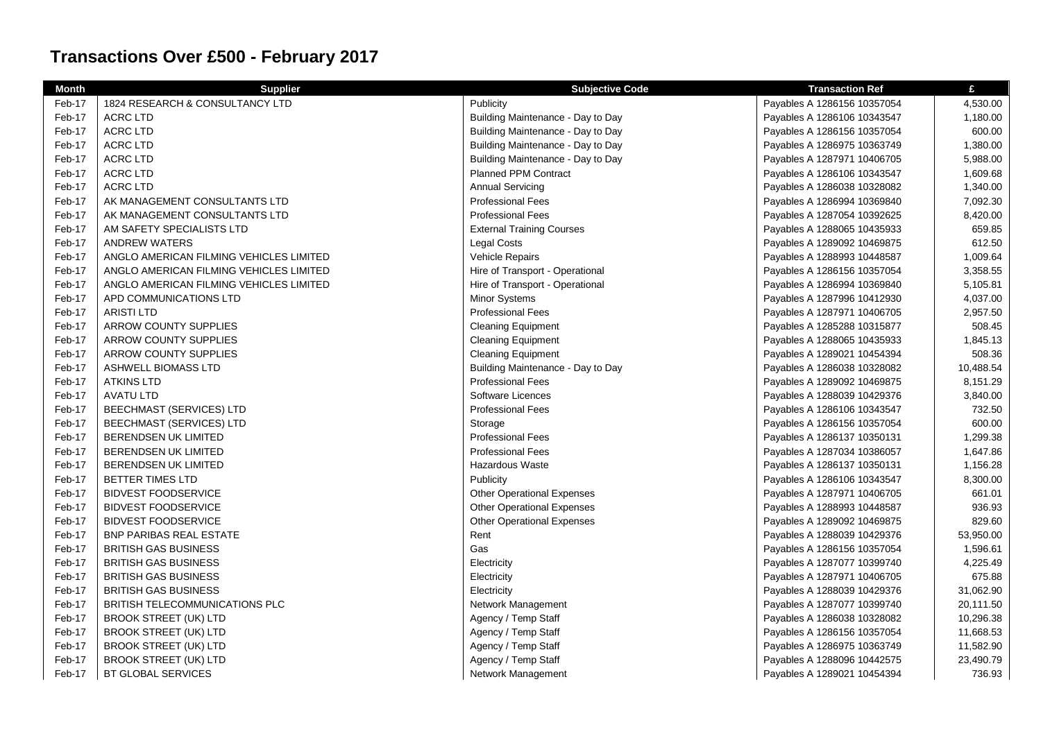# Transactions Over £500 - February 2017

| Month | Supplier | Subjective Code | Transaction Ref | £ |
|---|---|---|---|---|
| Feb-17 | 1824 RESEARCH & CONSULTANCY LTD | Publicity | Payables A 1286156 10357054 | 4,530.00 |
| Feb-17 | ACRC LTD | Building Maintenance - Day to Day | Payables A 1286106 10343547 | 1,180.00 |
| Feb-17 | ACRC LTD | Building Maintenance - Day to Day | Payables A 1286156 10357054 | 600.00 |
| Feb-17 | ACRC LTD | Building Maintenance - Day to Day | Payables A 1286975 10363749 | 1,380.00 |
| Feb-17 | ACRC LTD | Building Maintenance - Day to Day | Payables A 1287971 10406705 | 5,988.00 |
| Feb-17 | ACRC LTD | Planned PPM Contract | Payables A 1286106 10343547 | 1,609.68 |
| Feb-17 | ACRC LTD | Annual Servicing | Payables A 1286038 10328082 | 1,340.00 |
| Feb-17 | AK MANAGEMENT CONSULTANTS LTD | Professional Fees | Payables A 1286994 10369840 | 7,092.30 |
| Feb-17 | AK MANAGEMENT CONSULTANTS LTD | Professional Fees | Payables A 1287054 10392625 | 8,420.00 |
| Feb-17 | AM SAFETY SPECIALISTS LTD | External Training Courses | Payables A 1288065 10435933 | 659.85 |
| Feb-17 | ANDREW WATERS | Legal Costs | Payables A 1289092 10469875 | 612.50 |
| Feb-17 | ANGLO AMERICAN FILMING VEHICLES LIMITED | Vehicle Repairs | Payables A 1288993 10448587 | 1,009.64 |
| Feb-17 | ANGLO AMERICAN FILMING VEHICLES LIMITED | Hire of Transport - Operational | Payables A 1286156 10357054 | 3,358.55 |
| Feb-17 | ANGLO AMERICAN FILMING VEHICLES LIMITED | Hire of Transport - Operational | Payables A 1286994 10369840 | 5,105.81 |
| Feb-17 | APD COMMUNICATIONS LTD | Minor Systems | Payables A 1287996 10412930 | 4,037.00 |
| Feb-17 | ARISTI LTD | Professional Fees | Payables A 1287971 10406705 | 2,957.50 |
| Feb-17 | ARROW COUNTY SUPPLIES | Cleaning Equipment | Payables A 1285288 10315877 | 508.45 |
| Feb-17 | ARROW COUNTY SUPPLIES | Cleaning Equipment | Payables A 1288065 10435933 | 1,845.13 |
| Feb-17 | ARROW COUNTY SUPPLIES | Cleaning Equipment | Payables A 1289021 10454394 | 508.36 |
| Feb-17 | ASHWELL BIOMASS LTD | Building Maintenance - Day to Day | Payables A 1286038 10328082 | 10,488.54 |
| Feb-17 | ATKINS LTD | Professional Fees | Payables A 1289092 10469875 | 8,151.29 |
| Feb-17 | AVATU LTD | Software Licences | Payables A 1288039 10429376 | 3,840.00 |
| Feb-17 | BEECHMAST (SERVICES) LTD | Professional Fees | Payables A 1286106 10343547 | 732.50 |
| Feb-17 | BEECHMAST (SERVICES) LTD | Storage | Payables A 1286156 10357054 | 600.00 |
| Feb-17 | BERENDSEN UK LIMITED | Professional Fees | Payables A 1286137 10350131 | 1,299.38 |
| Feb-17 | BERENDSEN UK LIMITED | Professional Fees | Payables A 1287034 10386057 | 1,647.86 |
| Feb-17 | BERENDSEN UK LIMITED | Hazardous Waste | Payables A 1286137 10350131 | 1,156.28 |
| Feb-17 | BETTER TIMES LTD | Publicity | Payables A 1286106 10343547 | 8,300.00 |
| Feb-17 | BIDVEST FOODSERVICE | Other Operational Expenses | Payables A 1287971 10406705 | 661.01 |
| Feb-17 | BIDVEST FOODSERVICE | Other Operational Expenses | Payables A 1288993 10448587 | 936.93 |
| Feb-17 | BIDVEST FOODSERVICE | Other Operational Expenses | Payables A 1289092 10469875 | 829.60 |
| Feb-17 | BNP PARIBAS REAL ESTATE | Rent | Payables A 1288039 10429376 | 53,950.00 |
| Feb-17 | BRITISH GAS BUSINESS | Gas | Payables A 1286156 10357054 | 1,596.61 |
| Feb-17 | BRITISH GAS BUSINESS | Electricity | Payables A 1287077 10399740 | 4,225.49 |
| Feb-17 | BRITISH GAS BUSINESS | Electricity | Payables A 1287971 10406705 | 675.88 |
| Feb-17 | BRITISH GAS BUSINESS | Electricity | Payables A 1288039 10429376 | 31,062.90 |
| Feb-17 | BRITISH TELECOMMUNICATIONS PLC | Network Management | Payables A 1287077 10399740 | 20,111.50 |
| Feb-17 | BROOK STREET (UK) LTD | Agency / Temp Staff | Payables A 1286038 10328082 | 10,296.38 |
| Feb-17 | BROOK STREET (UK) LTD | Agency / Temp Staff | Payables A 1286156 10357054 | 11,668.53 |
| Feb-17 | BROOK STREET (UK) LTD | Agency / Temp Staff | Payables A 1286975 10363749 | 11,582.90 |
| Feb-17 | BROOK STREET (UK) LTD | Agency / Temp Staff | Payables A 1288096 10442575 | 23,490.79 |
| Feb-17 | BT GLOBAL SERVICES | Network Management | Payables A 1289021 10454394 | 736.93 |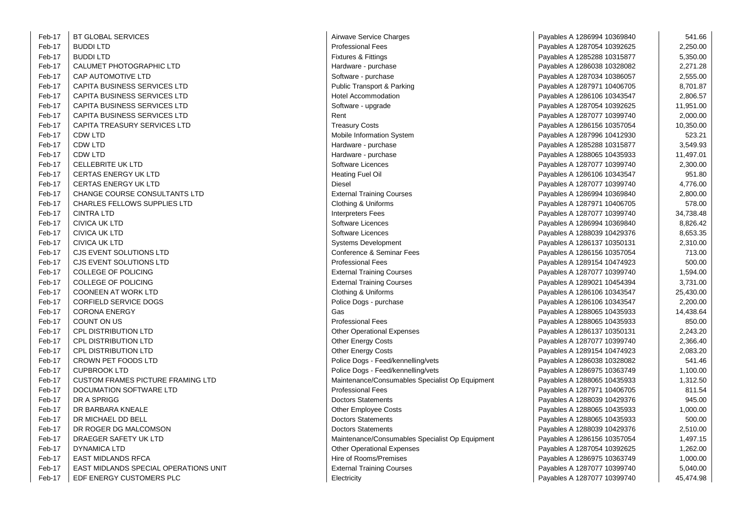| | | | | |
|---|---|---|---|---|
| Feb-17 | BT GLOBAL SERVICES | Airwave Service Charges | Payables A 1286994 10369840 | 541.66 |
| Feb-17 | BUDDI LTD | Professional Fees | Payables A 1287054 10392625 | 2,250.00 |
| Feb-17 | BUDDI LTD | Fixtures & Fittings | Payables A 1285288 10315877 | 5,350.00 |
| Feb-17 | CALUMET PHOTOGRAPHIC LTD | Hardware - purchase | Payables A 1286038 10328082 | 2,271.28 |
| Feb-17 | CAP AUTOMOTIVE LTD | Software - purchase | Payables A 1287034 10386057 | 2,555.00 |
| Feb-17 | CAPITA BUSINESS SERVICES LTD | Public Transport & Parking | Payables A 1287971 10406705 | 8,701.87 |
| Feb-17 | CAPITA BUSINESS SERVICES LTD | Hotel Accommodation | Payables A 1286106 10343547 | 2,806.57 |
| Feb-17 | CAPITA BUSINESS SERVICES LTD | Software - upgrade | Payables A 1287054 10392625 | 11,951.00 |
| Feb-17 | CAPITA BUSINESS SERVICES LTD | Rent | Payables A 1287077 10399740 | 2,000.00 |
| Feb-17 | CAPITA TREASURY SERVICES LTD | Treasury Costs | Payables A 1286156 10357054 | 10,350.00 |
| Feb-17 | CDW LTD | Mobile Information System | Payables A 1287996 10412930 | 523.21 |
| Feb-17 | CDW LTD | Hardware - purchase | Payables A 1285288 10315877 | 3,549.93 |
| Feb-17 | CDW LTD | Hardware - purchase | Payables A 1288065 10435933 | 11,497.01 |
| Feb-17 | CELLEBRITE UK LTD | Software Licences | Payables A 1287077 10399740 | 2,300.00 |
| Feb-17 | CERTAS ENERGY UK LTD | Heating Fuel Oil | Payables A 1286106 10343547 | 951.80 |
| Feb-17 | CERTAS ENERGY UK LTD | Diesel | Payables A 1287077 10399740 | 4,776.00 |
| Feb-17 | CHANGE COURSE CONSULTANTS LTD | External Training Courses | Payables A 1286994 10369840 | 2,800.00 |
| Feb-17 | CHARLES FELLOWS SUPPLIES LTD | Clothing & Uniforms | Payables A 1287971 10406705 | 578.00 |
| Feb-17 | CINTRA LTD | Interpreters Fees | Payables A 1287077 10399740 | 34,738.48 |
| Feb-17 | CIVICA UK LTD | Software Licences | Payables A 1286994 10369840 | 8,826.42 |
| Feb-17 | CIVICA UK LTD | Software Licences | Payables A 1288039 10429376 | 8,653.35 |
| Feb-17 | CIVICA UK LTD | Systems Development | Payables A 1286137 10350131 | 2,310.00 |
| Feb-17 | CJS EVENT SOLUTIONS LTD | Conference & Seminar Fees | Payables A 1286156 10357054 | 713.00 |
| Feb-17 | CJS EVENT SOLUTIONS LTD | Professional Fees | Payables A 1289154 10474923 | 500.00 |
| Feb-17 | COLLEGE OF POLICING | External Training Courses | Payables A 1287077 10399740 | 1,594.00 |
| Feb-17 | COLLEGE OF POLICING | External Training Courses | Payables A 1289021 10454394 | 3,731.00 |
| Feb-17 | COONEEN AT WORK LTD | Clothing & Uniforms | Payables A 1286106 10343547 | 25,430.00 |
| Feb-17 | CORFIELD SERVICE DOGS | Police Dogs - purchase | Payables A 1286106 10343547 | 2,200.00 |
| Feb-17 | CORONA ENERGY | Gas | Payables A 1288065 10435933 | 14,438.64 |
| Feb-17 | COUNT ON US | Professional Fees | Payables A 1288065 10435933 | 850.00 |
| Feb-17 | CPL DISTRIBUTION LTD | Other Operational Expenses | Payables A 1286137 10350131 | 2,243.20 |
| Feb-17 | CPL DISTRIBUTION LTD | Other Energy Costs | Payables A 1287077 10399740 | 2,366.40 |
| Feb-17 | CPL DISTRIBUTION LTD | Other Energy Costs | Payables A 1289154 10474923 | 2,083.20 |
| Feb-17 | CROWN PET FOODS LTD | Police Dogs - Feed/kennelling/vets | Payables A 1286038 10328082 | 541.46 |
| Feb-17 | CUPBROOK LTD | Police Dogs - Feed/kennelling/vets | Payables A 1286975 10363749 | 1,100.00 |
| Feb-17 | CUSTOM FRAMES PICTURE FRAMING LTD | Maintenance/Consumables Specialist Op Equipment | Payables A 1288065 10435933 | 1,312.50 |
| Feb-17 | DOCUMATION SOFTWARE LTD | Professional Fees | Payables A 1287971 10406705 | 811.54 |
| Feb-17 | DR A SPRIGG | Doctors Statements | Payables A 1288039 10429376 | 945.00 |
| Feb-17 | DR BARBARA KNEALE | Other Employee Costs | Payables A 1288065 10435933 | 1,000.00 |
| Feb-17 | DR MICHAEL DD BELL | Doctors Statements | Payables A 1288065 10435933 | 500.00 |
| Feb-17 | DR ROGER DG MALCOMSON | Doctors Statements | Payables A 1288039 10429376 | 2,510.00 |
| Feb-17 | DRAEGER SAFETY UK LTD | Maintenance/Consumables Specialist Op Equipment | Payables A 1286156 10357054 | 1,497.15 |
| Feb-17 | DYNAMICA LTD | Other Operational Expenses | Payables A 1287054 10392625 | 1,262.00 |
| Feb-17 | EAST MIDLANDS RFCA | Hire of Rooms/Premises | Payables A 1286975 10363749 | 1,000.00 |
| Feb-17 | EAST MIDLANDS SPECIAL OPERATIONS UNIT | External Training Courses | Payables A 1287077 10399740 | 5,040.00 |
| Feb-17 | EDF ENERGY CUSTOMERS PLC | Electricity | Payables A 1287077 10399740 | 45,474.98 |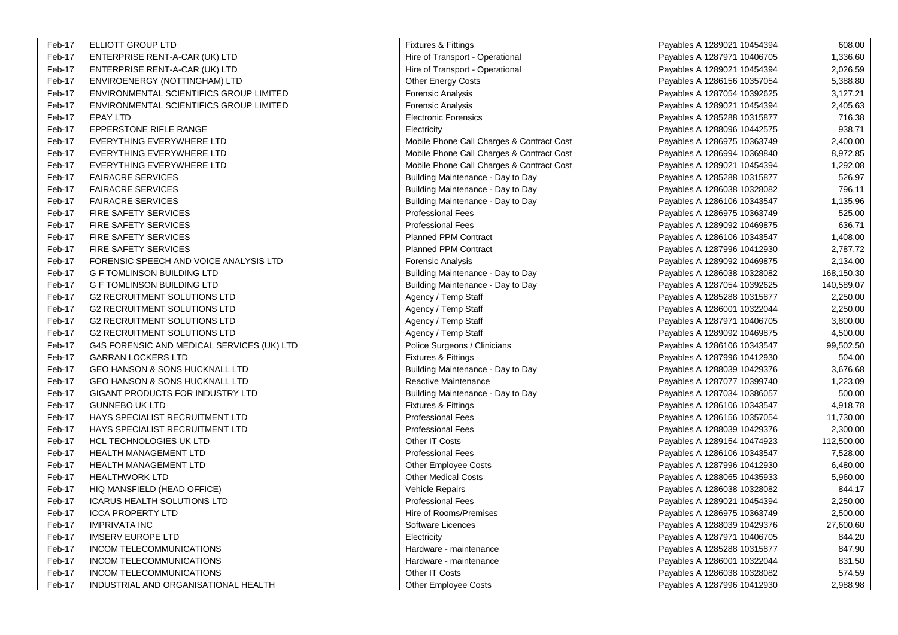| | | | | |
|---|---|---|---|---|
| Feb-17 | ELLIOTT GROUP LTD | Fixtures & Fittings | Payables A 1289021 10454394 | 608.00 |
| Feb-17 | ENTERPRISE RENT-A-CAR (UK) LTD | Hire of Transport - Operational | Payables A 1287971 10406705 | 1,336.60 |
| Feb-17 | ENTERPRISE RENT-A-CAR (UK) LTD | Hire of Transport - Operational | Payables A 1289021 10454394 | 2,026.59 |
| Feb-17 | ENVIROENERGY (NOTTINGHAM) LTD | Other Energy Costs | Payables A 1286156 10357054 | 5,388.80 |
| Feb-17 | ENVIRONMENTAL SCIENTIFICS GROUP LIMITED | Forensic Analysis | Payables A 1287054 10392625 | 3,127.21 |
| Feb-17 | ENVIRONMENTAL SCIENTIFICS GROUP LIMITED | Forensic Analysis | Payables A 1289021 10454394 | 2,405.63 |
| Feb-17 | EPAY LTD | Electronic Forensics | Payables A 1285288 10315877 | 716.38 |
| Feb-17 | EPPERSTONE RIFLE RANGE | Electricity | Payables A 1288096 10442575 | 938.71 |
| Feb-17 | EVERYTHING EVERYWHERE LTD | Mobile Phone Call Charges & Contract Cost | Payables A 1286975 10363749 | 2,400.00 |
| Feb-17 | EVERYTHING EVERYWHERE LTD | Mobile Phone Call Charges & Contract Cost | Payables A 1286994 10369840 | 8,972.85 |
| Feb-17 | EVERYTHING EVERYWHERE LTD | Mobile Phone Call Charges & Contract Cost | Payables A 1289021 10454394 | 1,292.08 |
| Feb-17 | FAIRACRE SERVICES | Building Maintenance - Day to Day | Payables A 1285288 10315877 | 526.97 |
| Feb-17 | FAIRACRE SERVICES | Building Maintenance - Day to Day | Payables A 1286038 10328082 | 796.11 |
| Feb-17 | FAIRACRE SERVICES | Building Maintenance - Day to Day | Payables A 1286106 10343547 | 1,135.96 |
| Feb-17 | FIRE SAFETY SERVICES | Professional Fees | Payables A 1286975 10363749 | 525.00 |
| Feb-17 | FIRE SAFETY SERVICES | Professional Fees | Payables A 1289092 10469875 | 636.71 |
| Feb-17 | FIRE SAFETY SERVICES | Planned PPM Contract | Payables A 1286106 10343547 | 1,408.00 |
| Feb-17 | FIRE SAFETY SERVICES | Planned PPM Contract | Payables A 1287996 10412930 | 2,787.72 |
| Feb-17 | FORENSIC SPEECH AND VOICE ANALYSIS LTD | Forensic Analysis | Payables A 1289092 10469875 | 2,134.00 |
| Feb-17 | G F TOMLINSON BUILDING LTD | Building Maintenance - Day to Day | Payables A 1286038 10328082 | 168,150.30 |
| Feb-17 | G F TOMLINSON BUILDING LTD | Building Maintenance - Day to Day | Payables A 1287054 10392625 | 140,589.07 |
| Feb-17 | G2 RECRUITMENT SOLUTIONS LTD | Agency / Temp Staff | Payables A 1285288 10315877 | 2,250.00 |
| Feb-17 | G2 RECRUITMENT SOLUTIONS LTD | Agency / Temp Staff | Payables A 1286001 10322044 | 2,250.00 |
| Feb-17 | G2 RECRUITMENT SOLUTIONS LTD | Agency / Temp Staff | Payables A 1287971 10406705 | 3,800.00 |
| Feb-17 | G2 RECRUITMENT SOLUTIONS LTD | Agency / Temp Staff | Payables A 1289092 10469875 | 4,500.00 |
| Feb-17 | G4S FORENSIC AND MEDICAL SERVICES (UK) LTD | Police Surgeons / Clinicians | Payables A 1286106 10343547 | 99,502.50 |
| Feb-17 | GARRAN LOCKERS LTD | Fixtures & Fittings | Payables A 1287996 10412930 | 504.00 |
| Feb-17 | GEO HANSON & SONS HUCKNALL LTD | Building Maintenance - Day to Day | Payables A 1288039 10429376 | 3,676.68 |
| Feb-17 | GEO HANSON & SONS HUCKNALL LTD | Reactive Maintenance | Payables A 1287077 10399740 | 1,223.09 |
| Feb-17 | GIGANT PRODUCTS FOR INDUSTRY LTD | Building Maintenance - Day to Day | Payables A 1287034 10386057 | 500.00 |
| Feb-17 | GUNNEBO UK LTD | Fixtures & Fittings | Payables A 1286106 10343547 | 4,918.78 |
| Feb-17 | HAYS SPECIALIST RECRUITMENT LTD | Professional Fees | Payables A 1286156 10357054 | 11,730.00 |
| Feb-17 | HAYS SPECIALIST RECRUITMENT LTD | Professional Fees | Payables A 1288039 10429376 | 2,300.00 |
| Feb-17 | HCL TECHNOLOGIES UK LTD | Other IT Costs | Payables A 1289154 10474923 | 112,500.00 |
| Feb-17 | HEALTH MANAGEMENT LTD | Professional Fees | Payables A 1286106 10343547 | 7,528.00 |
| Feb-17 | HEALTH MANAGEMENT LTD | Other Employee Costs | Payables A 1287996 10412930 | 6,480.00 |
| Feb-17 | HEALTHWORK LTD | Other Medical Costs | Payables A 1288065 10435933 | 5,960.00 |
| Feb-17 | HIQ MANSFIELD (HEAD OFFICE) | Vehicle Repairs | Payables A 1286038 10328082 | 844.17 |
| Feb-17 | ICARUS HEALTH SOLUTIONS LTD | Professional Fees | Payables A 1289021 10454394 | 2,250.00 |
| Feb-17 | ICCA PROPERTY LTD | Hire of Rooms/Premises | Payables A 1286975 10363749 | 2,500.00 |
| Feb-17 | IMPRIVATA INC | Software Licences | Payables A 1288039 10429376 | 27,600.60 |
| Feb-17 | IMSERV EUROPE LTD | Electricity | Payables A 1287971 10406705 | 844.20 |
| Feb-17 | INCOM TELECOMMUNICATIONS | Hardware - maintenance | Payables A 1285288 10315877 | 847.90 |
| Feb-17 | INCOM TELECOMMUNICATIONS | Hardware - maintenance | Payables A 1286001 10322044 | 831.50 |
| Feb-17 | INCOM TELECOMMUNICATIONS | Other IT Costs | Payables A 1286038 10328082 | 574.59 |
| Feb-17 | INDUSTRIAL AND ORGANISATIONAL HEALTH | Other Employee Costs | Payables A 1287996 10412930 | 2,988.98 |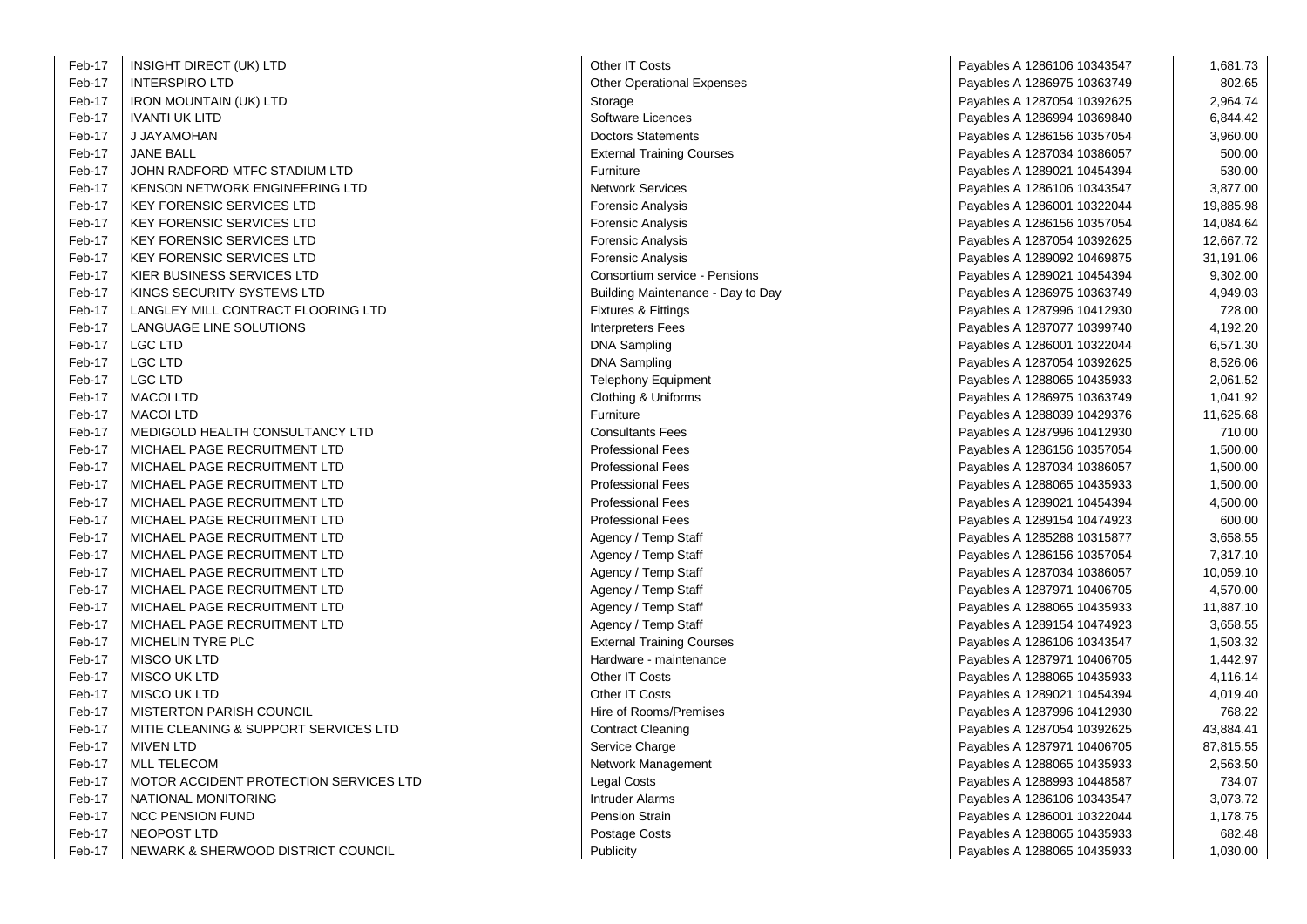| | | | | |
|---|---|---|---|---|
| Feb-17 | INSIGHT DIRECT (UK) LTD | Other IT Costs | Payables A 1286106 10343547 | 1,681.73 |
| Feb-17 | INTERSPIRO LTD | Other Operational Expenses | Payables A 1286975 10363749 | 802.65 |
| Feb-17 | IRON MOUNTAIN (UK) LTD | Storage | Payables A 1287054 10392625 | 2,964.74 |
| Feb-17 | IVANTI UK LITD | Software Licences | Payables A 1286994 10369840 | 6,844.42 |
| Feb-17 | J JAYAMOHAN | Doctors Statements | Payables A 1286156 10357054 | 3,960.00 |
| Feb-17 | JANE BALL | External Training Courses | Payables A 1287034 10386057 | 500.00 |
| Feb-17 | JOHN RADFORD MTFC STADIUM LTD | Furniture | Payables A 1289021 10454394 | 530.00 |
| Feb-17 | KENSON NETWORK ENGINEERING LTD | Network Services | Payables A 1286106 10343547 | 3,877.00 |
| Feb-17 | KEY FORENSIC SERVICES LTD | Forensic Analysis | Payables A 1286001 10322044 | 19,885.98 |
| Feb-17 | KEY FORENSIC SERVICES LTD | Forensic Analysis | Payables A 1286156 10357054 | 14,084.64 |
| Feb-17 | KEY FORENSIC SERVICES LTD | Forensic Analysis | Payables A 1287054 10392625 | 12,667.72 |
| Feb-17 | KEY FORENSIC SERVICES LTD | Forensic Analysis | Payables A 1289092 10469875 | 31,191.06 |
| Feb-17 | KIER BUSINESS SERVICES LTD | Consortium service - Pensions | Payables A 1289021 10454394 | 9,302.00 |
| Feb-17 | KINGS SECURITY SYSTEMS LTD | Building Maintenance - Day to Day | Payables A 1286975 10363749 | 4,949.03 |
| Feb-17 | LANGLEY MILL CONTRACT FLOORING LTD | Fixtures & Fittings | Payables A 1287996 10412930 | 728.00 |
| Feb-17 | LANGUAGE LINE SOLUTIONS | Interpreters Fees | Payables A 1287077 10399740 | 4,192.20 |
| Feb-17 | LGC LTD | DNA Sampling | Payables A 1286001 10322044 | 6,571.30 |
| Feb-17 | LGC LTD | DNA Sampling | Payables A 1287054 10392625 | 8,526.06 |
| Feb-17 | LGC LTD | Telephony Equipment | Payables A 1288065 10435933 | 2,061.52 |
| Feb-17 | MACOI LTD | Clothing & Uniforms | Payables A 1286975 10363749 | 1,041.92 |
| Feb-17 | MACOI LTD | Furniture | Payables A 1288039 10429376 | 11,625.68 |
| Feb-17 | MEDIGOLD HEALTH CONSULTANCY LTD | Consultants Fees | Payables A 1287996 10412930 | 710.00 |
| Feb-17 | MICHAEL PAGE RECRUITMENT LTD | Professional Fees | Payables A 1286156 10357054 | 1,500.00 |
| Feb-17 | MICHAEL PAGE RECRUITMENT LTD | Professional Fees | Payables A 1287034 10386057 | 1,500.00 |
| Feb-17 | MICHAEL PAGE RECRUITMENT LTD | Professional Fees | Payables A 1288065 10435933 | 1,500.00 |
| Feb-17 | MICHAEL PAGE RECRUITMENT LTD | Professional Fees | Payables A 1289021 10454394 | 4,500.00 |
| Feb-17 | MICHAEL PAGE RECRUITMENT LTD | Professional Fees | Payables A 1289154 10474923 | 600.00 |
| Feb-17 | MICHAEL PAGE RECRUITMENT LTD | Agency / Temp Staff | Payables A 1285288 10315877 | 3,658.55 |
| Feb-17 | MICHAEL PAGE RECRUITMENT LTD | Agency / Temp Staff | Payables A 1286156 10357054 | 7,317.10 |
| Feb-17 | MICHAEL PAGE RECRUITMENT LTD | Agency / Temp Staff | Payables A 1287034 10386057 | 10,059.10 |
| Feb-17 | MICHAEL PAGE RECRUITMENT LTD | Agency / Temp Staff | Payables A 1287971 10406705 | 4,570.00 |
| Feb-17 | MICHAEL PAGE RECRUITMENT LTD | Agency / Temp Staff | Payables A 1288065 10435933 | 11,887.10 |
| Feb-17 | MICHAEL PAGE RECRUITMENT LTD | Agency / Temp Staff | Payables A 1289154 10474923 | 3,658.55 |
| Feb-17 | MICHELIN TYRE PLC | External Training Courses | Payables A 1286106 10343547 | 1,503.32 |
| Feb-17 | MISCO UK LTD | Hardware - maintenance | Payables A 1287971 10406705 | 1,442.97 |
| Feb-17 | MISCO UK LTD | Other IT Costs | Payables A 1288065 10435933 | 4,116.14 |
| Feb-17 | MISCO UK LTD | Other IT Costs | Payables A 1289021 10454394 | 4,019.40 |
| Feb-17 | MISTERTON PARISH COUNCIL | Hire of Rooms/Premises | Payables A 1287996 10412930 | 768.22 |
| Feb-17 | MITIE CLEANING & SUPPORT SERVICES LTD | Contract Cleaning | Payables A 1287054 10392625 | 43,884.41 |
| Feb-17 | MIVEN LTD | Service Charge | Payables A 1287971 10406705 | 87,815.55 |
| Feb-17 | MLL TELECOM | Network Management | Payables A 1288065 10435933 | 2,563.50 |
| Feb-17 | MOTOR ACCIDENT PROTECTION SERVICES LTD | Legal Costs | Payables A 1288993 10448587 | 734.07 |
| Feb-17 | NATIONAL MONITORING | Intruder Alarms | Payables A 1286106 10343547 | 3,073.72 |
| Feb-17 | NCC PENSION FUND | Pension Strain | Payables A 1286001 10322044 | 1,178.75 |
| Feb-17 | NEOPOST LTD | Postage Costs | Payables A 1288065 10435933 | 682.48 |
| Feb-17 | NEWARK & SHERWOOD DISTRICT COUNCIL | Publicity | Payables A 1288065 10435933 | 1,030.00 |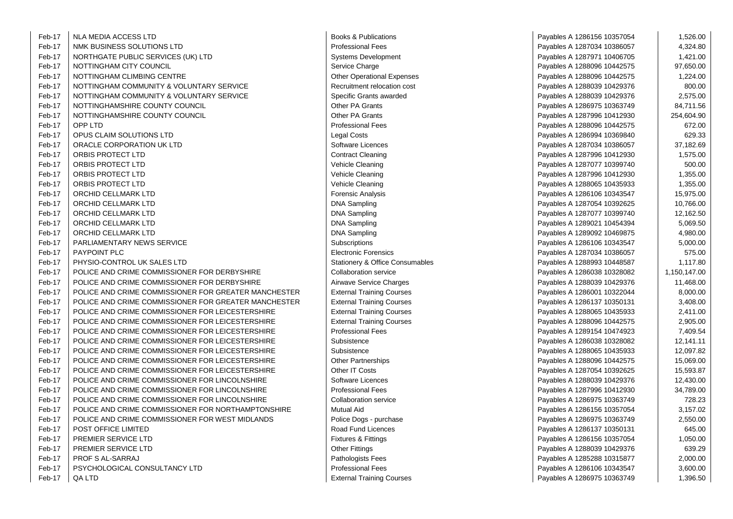| | | | | |
|---|---|---|---|---|
| Feb-17 | NLA MEDIA ACCESS LTD | Books & Publications | Payables A 1286156 10357054 | 1,526.00 |
| Feb-17 | NMK BUSINESS SOLUTIONS LTD | Professional Fees | Payables A 1287034 10386057 | 4,324.80 |
| Feb-17 | NORTHGATE PUBLIC SERVICES (UK) LTD | Systems Development | Payables A 1287971 10406705 | 1,421.00 |
| Feb-17 | NOTTINGHAM CITY COUNCIL | Service Charge | Payables A 1288096 10442575 | 97,650.00 |
| Feb-17 | NOTTINGHAM CLIMBING CENTRE | Other Operational Expenses | Payables A 1288096 10442575 | 1,224.00 |
| Feb-17 | NOTTINGHAM COMMUNITY & VOLUNTARY SERVICE | Recruitment relocation cost | Payables A 1288039 10429376 | 800.00 |
| Feb-17 | NOTTINGHAM COMMUNITY & VOLUNTARY SERVICE | Specific Grants awarded | Payables A 1288039 10429376 | 2,575.00 |
| Feb-17 | NOTTINGHAMSHIRE COUNTY COUNCIL | Other PA Grants | Payables A 1286975 10363749 | 84,711.56 |
| Feb-17 | NOTTINGHAMSHIRE COUNTY COUNCIL | Other PA Grants | Payables A 1287996 10412930 | 254,604.90 |
| Feb-17 | OPP LTD | Professional Fees | Payables A 1288096 10442575 | 672.00 |
| Feb-17 | OPUS CLAIM SOLUTIONS LTD | Legal Costs | Payables A 1286994 10369840 | 629.33 |
| Feb-17 | ORACLE CORPORATION UK LTD | Software Licences | Payables A 1287034 10386057 | 37,182.69 |
| Feb-17 | ORBIS PROTECT LTD | Contract Cleaning | Payables A 1287996 10412930 | 1,575.00 |
| Feb-17 | ORBIS PROTECT LTD | Vehicle Cleaning | Payables A 1287077 10399740 | 500.00 |
| Feb-17 | ORBIS PROTECT LTD | Vehicle Cleaning | Payables A 1287996 10412930 | 1,355.00 |
| Feb-17 | ORBIS PROTECT LTD | Vehicle Cleaning | Payables A 1288065 10435933 | 1,355.00 |
| Feb-17 | ORCHID CELLMARK LTD | Forensic Analysis | Payables A 1286106 10343547 | 15,975.00 |
| Feb-17 | ORCHID CELLMARK LTD | DNA Sampling | Payables A 1287054 10392625 | 10,766.00 |
| Feb-17 | ORCHID CELLMARK LTD | DNA Sampling | Payables A 1287077 10399740 | 12,162.50 |
| Feb-17 | ORCHID CELLMARK LTD | DNA Sampling | Payables A 1289021 10454394 | 5,069.50 |
| Feb-17 | ORCHID CELLMARK LTD | DNA Sampling | Payables A 1289092 10469875 | 4,980.00 |
| Feb-17 | PARLIAMENTARY NEWS SERVICE | Subscriptions | Payables A 1286106 10343547 | 5,000.00 |
| Feb-17 | PAYPOINT PLC | Electronic Forensics | Payables A 1287034 10386057 | 575.00 |
| Feb-17 | PHYSIO-CONTROL UK SALES LTD | Stationery & Office Consumables | Payables A 1288993 10448587 | 1,117.80 |
| Feb-17 | POLICE AND CRIME COMMISSIONER FOR DERBYSHIRE | Collaboration service | Payables A 1286038 10328082 | 1,150,147.00 |
| Feb-17 | POLICE AND CRIME COMMISSIONER FOR DERBYSHIRE | Airwave Service Charges | Payables A 1288039 10429376 | 11,468.00 |
| Feb-17 | POLICE AND CRIME COMMISSIONER FOR GREATER MANCHESTER | External Training Courses | Payables A 1286001 10322044 | 8,000.00 |
| Feb-17 | POLICE AND CRIME COMMISSIONER FOR GREATER MANCHESTER | External Training Courses | Payables A 1286137 10350131 | 3,408.00 |
| Feb-17 | POLICE AND CRIME COMMISSIONER FOR LEICESTERSHIRE | External Training Courses | Payables A 1288065 10435933 | 2,411.00 |
| Feb-17 | POLICE AND CRIME COMMISSIONER FOR LEICESTERSHIRE | External Training Courses | Payables A 1288096 10442575 | 2,905.00 |
| Feb-17 | POLICE AND CRIME COMMISSIONER FOR LEICESTERSHIRE | Professional Fees | Payables A 1289154 10474923 | 7,409.54 |
| Feb-17 | POLICE AND CRIME COMMISSIONER FOR LEICESTERSHIRE | Subsistence | Payables A 1286038 10328082 | 12,141.11 |
| Feb-17 | POLICE AND CRIME COMMISSIONER FOR LEICESTERSHIRE | Subsistence | Payables A 1288065 10435933 | 12,097.82 |
| Feb-17 | POLICE AND CRIME COMMISSIONER FOR LEICESTERSHIRE | Other Partnerships | Payables A 1288096 10442575 | 15,069.00 |
| Feb-17 | POLICE AND CRIME COMMISSIONER FOR LEICESTERSHIRE | Other IT Costs | Payables A 1287054 10392625 | 15,593.87 |
| Feb-17 | POLICE AND CRIME COMMISSIONER FOR LINCOLNSHIRE | Software Licences | Payables A 1288039 10429376 | 12,430.00 |
| Feb-17 | POLICE AND CRIME COMMISSIONER FOR LINCOLNSHIRE | Professional Fees | Payables A 1287996 10412930 | 34,789.00 |
| Feb-17 | POLICE AND CRIME COMMISSIONER FOR LINCOLNSHIRE | Collaboration service | Payables A 1286975 10363749 | 728.23 |
| Feb-17 | POLICE AND CRIME COMMISSIONER FOR NORTHAMPTONSHIRE | Mutual Aid | Payables A 1286156 10357054 | 3,157.02 |
| Feb-17 | POLICE AND CRIME COMMISSIONER FOR WEST MIDLANDS | Police Dogs - purchase | Payables A 1286975 10363749 | 2,550.00 |
| Feb-17 | POST OFFICE LIMITED | Road Fund Licences | Payables A 1286137 10350131 | 645.00 |
| Feb-17 | PREMIER SERVICE LTD | Fixtures & Fittings | Payables A 1286156 10357054 | 1,050.00 |
| Feb-17 | PREMIER SERVICE LTD | Other Fittings | Payables A 1288039 10429376 | 639.29 |
| Feb-17 | PROF S AL-SARRAJ | Pathologists Fees | Payables A 1285288 10315877 | 2,000.00 |
| Feb-17 | PSYCHOLOGICAL CONSULTANCY LTD | Professional Fees | Payables A 1286106 10343547 | 3,600.00 |
| Feb-17 | QA LTD | External Training Courses | Payables A 1286975 10363749 | 1,396.50 |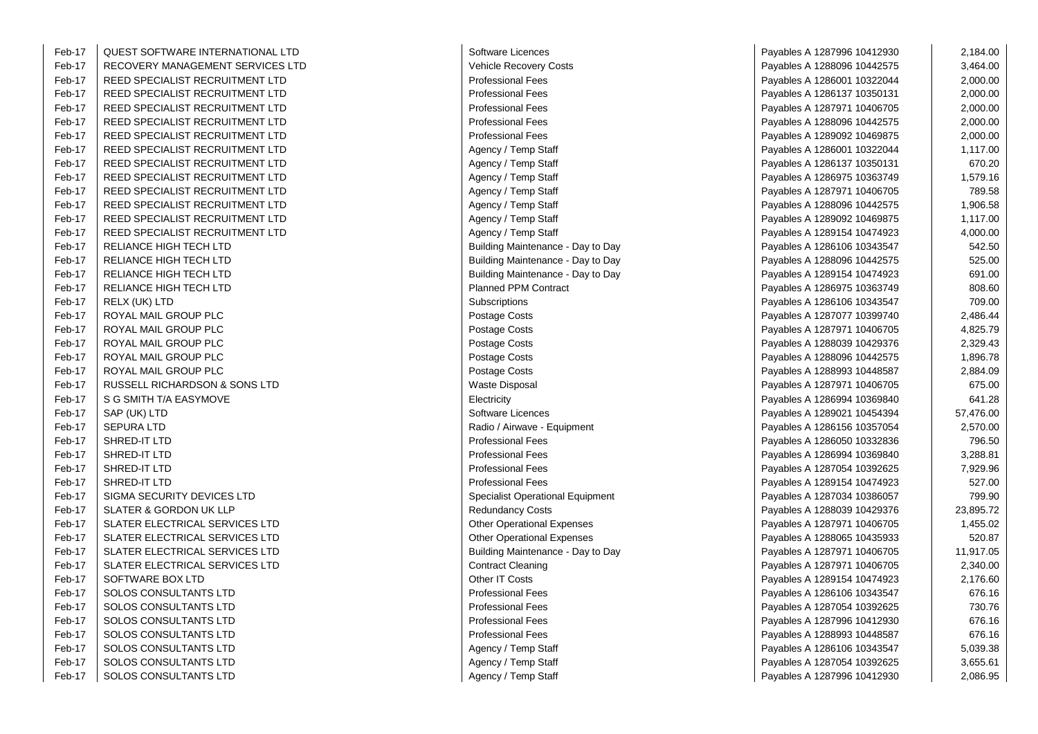| | | | | |
|---|---|---|---|---|
| Feb-17 | QUEST SOFTWARE INTERNATIONAL LTD | Software Licences | Payables A 1287996 10412930 | 2,184.00 |
| Feb-17 | RECOVERY MANAGEMENT SERVICES LTD | Vehicle Recovery Costs | Payables A 1288096 10442575 | 3,464.00 |
| Feb-17 | REED SPECIALIST RECRUITMENT LTD | Professional Fees | Payables A 1286001 10322044 | 2,000.00 |
| Feb-17 | REED SPECIALIST RECRUITMENT LTD | Professional Fees | Payables A 1286137 10350131 | 2,000.00 |
| Feb-17 | REED SPECIALIST RECRUITMENT LTD | Professional Fees | Payables A 1287971 10406705 | 2,000.00 |
| Feb-17 | REED SPECIALIST RECRUITMENT LTD | Professional Fees | Payables A 1288096 10442575 | 2,000.00 |
| Feb-17 | REED SPECIALIST RECRUITMENT LTD | Professional Fees | Payables A 1289092 10469875 | 2,000.00 |
| Feb-17 | REED SPECIALIST RECRUITMENT LTD | Agency / Temp Staff | Payables A 1286001 10322044 | 1,117.00 |
| Feb-17 | REED SPECIALIST RECRUITMENT LTD | Agency / Temp Staff | Payables A 1286137 10350131 | 670.20 |
| Feb-17 | REED SPECIALIST RECRUITMENT LTD | Agency / Temp Staff | Payables A 1286975 10363749 | 1,579.16 |
| Feb-17 | REED SPECIALIST RECRUITMENT LTD | Agency / Temp Staff | Payables A 1287971 10406705 | 789.58 |
| Feb-17 | REED SPECIALIST RECRUITMENT LTD | Agency / Temp Staff | Payables A 1288096 10442575 | 1,906.58 |
| Feb-17 | REED SPECIALIST RECRUITMENT LTD | Agency / Temp Staff | Payables A 1289092 10469875 | 1,117.00 |
| Feb-17 | REED SPECIALIST RECRUITMENT LTD | Agency / Temp Staff | Payables A 1289154 10474923 | 4,000.00 |
| Feb-17 | RELIANCE HIGH TECH LTD | Building Maintenance - Day to Day | Payables A 1286106 10343547 | 542.50 |
| Feb-17 | RELIANCE HIGH TECH LTD | Building Maintenance - Day to Day | Payables A 1288096 10442575 | 525.00 |
| Feb-17 | RELIANCE HIGH TECH LTD | Building Maintenance - Day to Day | Payables A 1289154 10474923 | 691.00 |
| Feb-17 | RELIANCE HIGH TECH LTD | Planned PPM Contract | Payables A 1286975 10363749 | 808.60 |
| Feb-17 | RELX (UK) LTD | Subscriptions | Payables A 1286106 10343547 | 709.00 |
| Feb-17 | ROYAL MAIL GROUP PLC | Postage Costs | Payables A 1287077 10399740 | 2,486.44 |
| Feb-17 | ROYAL MAIL GROUP PLC | Postage Costs | Payables A 1287971 10406705 | 4,825.79 |
| Feb-17 | ROYAL MAIL GROUP PLC | Postage Costs | Payables A 1288039 10429376 | 2,329.43 |
| Feb-17 | ROYAL MAIL GROUP PLC | Postage Costs | Payables A 1288096 10442575 | 1,896.78 |
| Feb-17 | ROYAL MAIL GROUP PLC | Postage Costs | Payables A 1288993 10448587 | 2,884.09 |
| Feb-17 | RUSSELL RICHARDSON & SONS LTD | Waste Disposal | Payables A 1287971 10406705 | 675.00 |
| Feb-17 | S G SMITH T/A EASYMOVE | Electricity | Payables A 1286994 10369840 | 641.28 |
| Feb-17 | SAP (UK) LTD | Software Licences | Payables A 1289021 10454394 | 57,476.00 |
| Feb-17 | SEPURA LTD | Radio / Airwave - Equipment | Payables A 1286156 10357054 | 2,570.00 |
| Feb-17 | SHRED-IT LTD | Professional Fees | Payables A 1286050 10332836 | 796.50 |
| Feb-17 | SHRED-IT LTD | Professional Fees | Payables A 1286994 10369840 | 3,288.81 |
| Feb-17 | SHRED-IT LTD | Professional Fees | Payables A 1287054 10392625 | 7,929.96 |
| Feb-17 | SHRED-IT LTD | Professional Fees | Payables A 1289154 10474923 | 527.00 |
| Feb-17 | SIGMA SECURITY DEVICES LTD | Specialist Operational Equipment | Payables A 1287034 10386057 | 799.90 |
| Feb-17 | SLATER & GORDON UK LLP | Redundancy Costs | Payables A 1288039 10429376 | 23,895.72 |
| Feb-17 | SLATER ELECTRICAL SERVICES LTD | Other Operational Expenses | Payables A 1287971 10406705 | 1,455.02 |
| Feb-17 | SLATER ELECTRICAL SERVICES LTD | Other Operational Expenses | Payables A 1288065 10435933 | 520.87 |
| Feb-17 | SLATER ELECTRICAL SERVICES LTD | Building Maintenance - Day to Day | Payables A 1287971 10406705 | 11,917.05 |
| Feb-17 | SLATER ELECTRICAL SERVICES LTD | Contract Cleaning | Payables A 1287971 10406705 | 2,340.00 |
| Feb-17 | SOFTWARE BOX LTD | Other IT Costs | Payables A 1289154 10474923 | 2,176.60 |
| Feb-17 | SOLOS CONSULTANTS LTD | Professional Fees | Payables A 1286106 10343547 | 676.16 |
| Feb-17 | SOLOS CONSULTANTS LTD | Professional Fees | Payables A 1287054 10392625 | 730.76 |
| Feb-17 | SOLOS CONSULTANTS LTD | Professional Fees | Payables A 1287996 10412930 | 676.16 |
| Feb-17 | SOLOS CONSULTANTS LTD | Professional Fees | Payables A 1288993 10448587 | 676.16 |
| Feb-17 | SOLOS CONSULTANTS LTD | Agency / Temp Staff | Payables A 1286106 10343547 | 5,039.38 |
| Feb-17 | SOLOS CONSULTANTS LTD | Agency / Temp Staff | Payables A 1287054 10392625 | 3,655.61 |
| Feb-17 | SOLOS CONSULTANTS LTD | Agency / Temp Staff | Payables A 1287996 10412930 | 2,086.95 |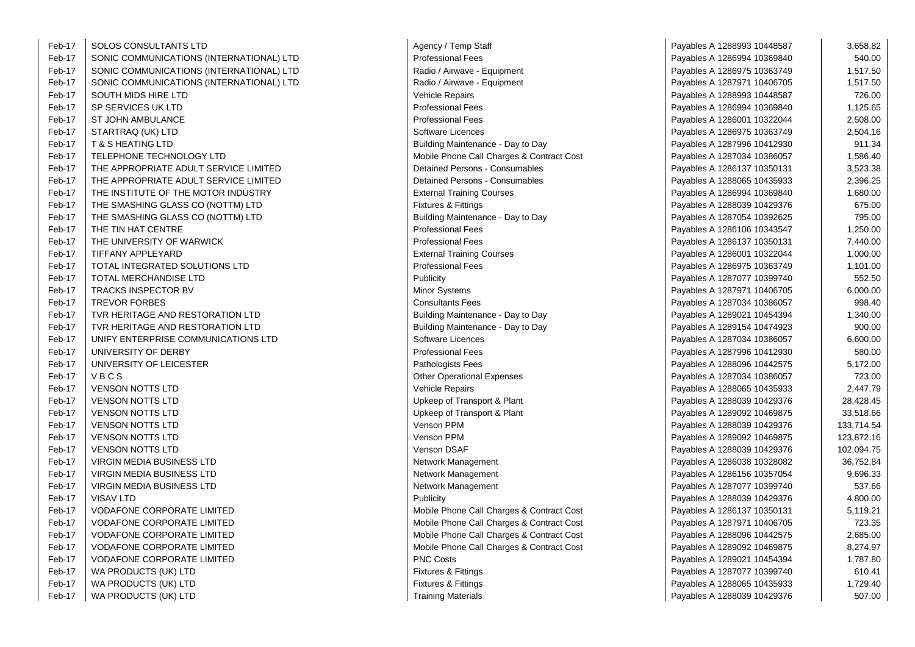| | | | | |
|---|---|---|---|---|
| Feb-17 | SOLOS CONSULTANTS LTD | Agency / Temp Staff | Payables A 1288993 10448587 | 3,658.82 |
| Feb-17 | SONIC COMMUNICATIONS (INTERNATIONAL) LTD | Professional Fees | Payables A 1286994 10369840 | 540.00 |
| Feb-17 | SONIC COMMUNICATIONS (INTERNATIONAL) LTD | Radio / Airwave - Equipment | Payables A 1286975 10363749 | 1,517.50 |
| Feb-17 | SONIC COMMUNICATIONS (INTERNATIONAL) LTD | Radio / Airwave - Equipment | Payables A 1287971 10406705 | 1,517.50 |
| Feb-17 | SOUTH MIDS HIRE LTD | Vehicle Repairs | Payables A 1288993 10448587 | 726.00 |
| Feb-17 | SP SERVICES UK LTD | Professional Fees | Payables A 1286994 10369840 | 1,125.65 |
| Feb-17 | ST JOHN AMBULANCE | Professional Fees | Payables A 1286001 10322044 | 2,508.00 |
| Feb-17 | STARTRAQ (UK) LTD | Software Licences | Payables A 1286975 10363749 | 2,504.16 |
| Feb-17 | T & S HEATING LTD | Building Maintenance - Day to Day | Payables A 1287996 10412930 | 911.34 |
| Feb-17 | TELEPHONE TECHNOLOGY LTD | Mobile Phone Call Charges & Contract Cost | Payables A 1287034 10386057 | 1,586.40 |
| Feb-17 | THE APPROPRIATE ADULT SERVICE LIMITED | Detained Persons - Consumables | Payables A 1286137 10350131 | 3,523.38 |
| Feb-17 | THE APPROPRIATE ADULT SERVICE LIMITED | Detained Persons - Consumables | Payables A 1288065 10435933 | 2,396.25 |
| Feb-17 | THE INSTITUTE OF THE MOTOR INDUSTRY | External Training Courses | Payables A 1286994 10369840 | 1,680.00 |
| Feb-17 | THE SMASHING GLASS CO (NOTTM) LTD | Fixtures & Fittings | Payables A 1288039 10429376 | 675.00 |
| Feb-17 | THE SMASHING GLASS CO (NOTTM) LTD | Building Maintenance - Day to Day | Payables A 1287054 10392625 | 795.00 |
| Feb-17 | THE TIN HAT CENTRE | Professional Fees | Payables A 1286106 10343547 | 1,250.00 |
| Feb-17 | THE UNIVERSITY OF WARWICK | Professional Fees | Payables A 1286137 10350131 | 7,440.00 |
| Feb-17 | TIFFANY APPLEYARD | External Training Courses | Payables A 1286001 10322044 | 1,000.00 |
| Feb-17 | TOTAL INTEGRATED SOLUTIONS LTD | Professional Fees | Payables A 1286975 10363749 | 1,101.00 |
| Feb-17 | TOTAL MERCHANDISE LTD | Publicity | Payables A 1287077 10399740 | 552.50 |
| Feb-17 | TRACKS INSPECTOR BV | Minor Systems | Payables A 1287971 10406705 | 6,000.00 |
| Feb-17 | TREVOR FORBES | Consultants Fees | Payables A 1287034 10386057 | 998.40 |
| Feb-17 | TVR HERITAGE AND RESTORATION LTD | Building Maintenance - Day to Day | Payables A 1289021 10454394 | 1,340.00 |
| Feb-17 | TVR HERITAGE AND RESTORATION LTD | Building Maintenance - Day to Day | Payables A 1289154 10474923 | 900.00 |
| Feb-17 | UNIFY ENTERPRISE COMMUNICATIONS LTD | Software Licences | Payables A 1287034 10386057 | 6,600.00 |
| Feb-17 | UNIVERSITY OF DERBY | Professional Fees | Payables A 1287996 10412930 | 580.00 |
| Feb-17 | UNIVERSITY OF LEICESTER | Pathologists Fees | Payables A 1288096 10442575 | 5,172.00 |
| Feb-17 | V B C S | Other Operational Expenses | Payables A 1287034 10386057 | 723.00 |
| Feb-17 | VENSON NOTTS LTD | Vehicle Repairs | Payables A 1288065 10435933 | 2,447.79 |
| Feb-17 | VENSON NOTTS LTD | Upkeep of Transport & Plant | Payables A 1288039 10429376 | 28,428.45 |
| Feb-17 | VENSON NOTTS LTD | Upkeep of Transport & Plant | Payables A 1289092 10469875 | 33,518.66 |
| Feb-17 | VENSON NOTTS LTD | Venson PPM | Payables A 1288039 10429376 | 133,714.54 |
| Feb-17 | VENSON NOTTS LTD | Venson PPM | Payables A 1289092 10469875 | 123,872.16 |
| Feb-17 | VENSON NOTTS LTD | Venson DSAF | Payables A 1288039 10429376 | 102,094.75 |
| Feb-17 | VIRGIN MEDIA BUSINESS LTD | Network Management | Payables A 1286038 10328082 | 36,752.84 |
| Feb-17 | VIRGIN MEDIA BUSINESS LTD | Network Management | Payables A 1286156 10357054 | 9,696.33 |
| Feb-17 | VIRGIN MEDIA BUSINESS LTD | Network Management | Payables A 1287077 10399740 | 537.66 |
| Feb-17 | VISAV LTD | Publicity | Payables A 1288039 10429376 | 4,800.00 |
| Feb-17 | VODAFONE CORPORATE LIMITED | Mobile Phone Call Charges & Contract Cost | Payables A 1286137 10350131 | 5,119.21 |
| Feb-17 | VODAFONE CORPORATE LIMITED | Mobile Phone Call Charges & Contract Cost | Payables A 1287971 10406705 | 723.35 |
| Feb-17 | VODAFONE CORPORATE LIMITED | Mobile Phone Call Charges & Contract Cost | Payables A 1288096 10442575 | 2,685.00 |
| Feb-17 | VODAFONE CORPORATE LIMITED | Mobile Phone Call Charges & Contract Cost | Payables A 1289092 10469875 | 8,274.97 |
| Feb-17 | VODAFONE CORPORATE LIMITED | PNC Costs | Payables A 1289021 10454394 | 1,787.80 |
| Feb-17 | WA PRODUCTS (UK) LTD | Fixtures & Fittings | Payables A 1287077 10399740 | 610.41 |
| Feb-17 | WA PRODUCTS (UK) LTD | Fixtures & Fittings | Payables A 1288065 10435933 | 1,729.40 |
| Feb-17 | WA PRODUCTS (UK) LTD | Training Materials | Payables A 1288039 10429376 | 507.00 |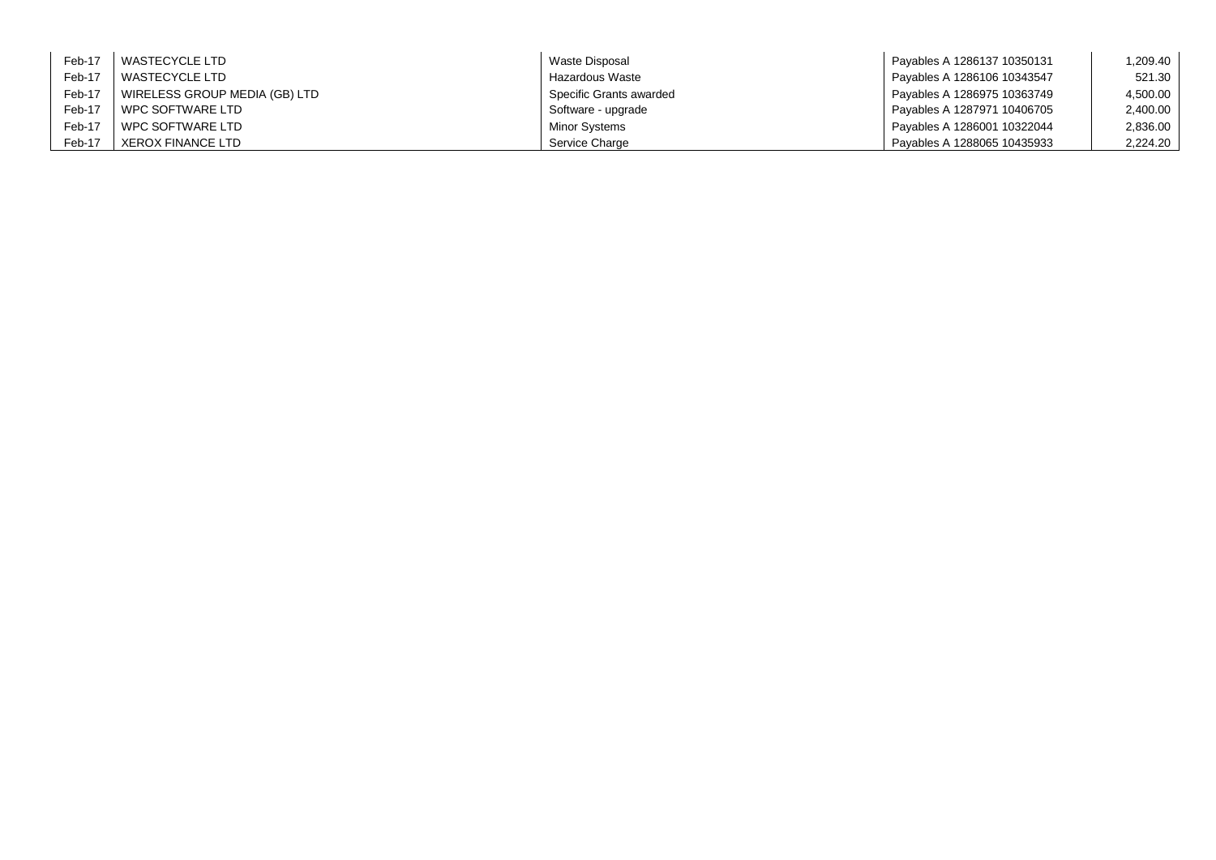| | | | | |
|---|---|---|---|---|
| Feb-17 | WASTECYCLE LTD | Waste Disposal | Payables A 1286137 10350131 | 1,209.40 |
| Feb-17 | WASTECYCLE LTD | Hazardous Waste | Payables A 1286106 10343547 | 521.30 |
| Feb-17 | WIRELESS GROUP MEDIA (GB) LTD | Specific Grants awarded | Payables A 1286975 10363749 | 4,500.00 |
| Feb-17 | WPC SOFTWARE LTD | Software - upgrade | Payables A 1287971 10406705 | 2,400.00 |
| Feb-17 | WPC SOFTWARE LTD | Minor Systems | Payables A 1286001 10322044 | 2,836.00 |
| Feb-17 | XEROX FINANCE LTD | Service Charge | Payables A 1288065 10435933 | 2,224.20 |